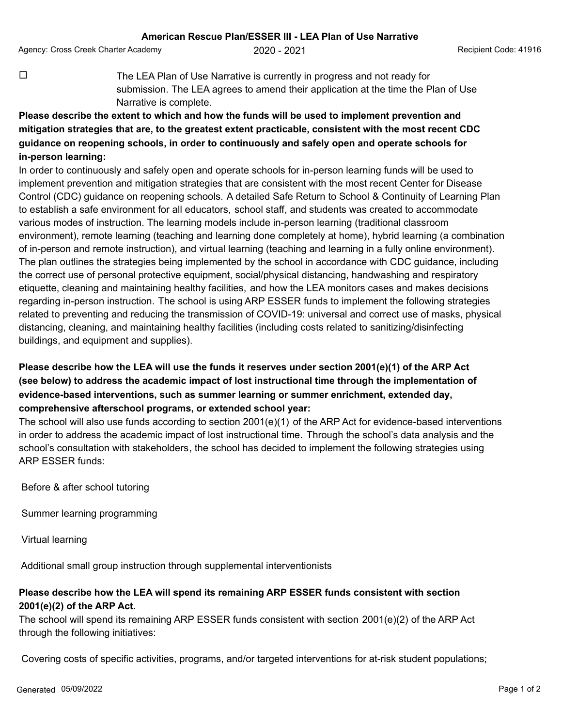# American Rescue Plan/ESSER III - LEA Plan of Use Narrative

Agency: Cross Creek Charter Academy | 2020 - 2021 | Recipient Code: 41916

☐ The LEA Plan of Use Narrative is currently in progress and not ready for submission. The LEA agrees to amend their application at the time the Plan of Use Narrative is complete.

**Please describe the extent to which and how the funds will be used to implement prevention and mitigation strategies that are, to the greatest extent practicable, consistent with the most recent CDC guidance on reopening schools, in order to continuously and safely open and operate schools for in-person learning:**

In order to continuously and safely open and operate schools for in-person learning funds will be used to implement prevention and mitigation strategies that are consistent with the most recent Center for Disease Control (CDC) guidance on reopening schools. A detailed Safe Return to School & Continuity of Learning Plan to establish a safe environment for all educators, school staff, and students was created to accommodate various modes of instruction. The learning models include in-person learning (traditional classroom environment), remote learning (teaching and learning done completely at home), hybrid learning (a combination of in-person and remote instruction), and virtual learning (teaching and learning in a fully online environment). The plan outlines the strategies being implemented by the school in accordance with CDC guidance, including the correct use of personal protective equipment, social/physical distancing, handwashing and respiratory etiquette, cleaning and maintaining healthy facilities, and how the LEA monitors cases and makes decisions regarding in-person instruction. The school is using ARP ESSER funds to implement the following strategies related to preventing and reducing the transmission of COVID-19: universal and correct use of masks, physical distancing, cleaning, and maintaining healthy facilities (including costs related to sanitizing/disinfecting buildings, and equipment and supplies).

**Please describe how the LEA will use the funds it reserves under section 2001(e)(1) of the ARP Act (see below) to address the academic impact of lost instructional time through the implementation of evidence-based interventions, such as summer learning or summer enrichment, extended day, comprehensive afterschool programs, or extended school year:**

The school will also use funds according to section 2001(e)(1) of the ARP Act for evidence-based interventions in order to address the academic impact of lost instructional time. Through the school's data analysis and the school's consultation with stakeholders, the school has decided to implement the following strategies using ARP ESSER funds:

Before & after school tutoring

Summer learning programming

Virtual learning

Additional small group instruction through supplemental interventionists

**Please describe how the LEA will spend its remaining ARP ESSER funds consistent with section 2001(e)(2) of the ARP Act.**

The school will spend its remaining ARP ESSER funds consistent with section 2001(e)(2) of the ARP Act through the following initiatives:

Covering costs of specific activities, programs, and/or targeted interventions for at-risk student populations;

Generated 05/09/2022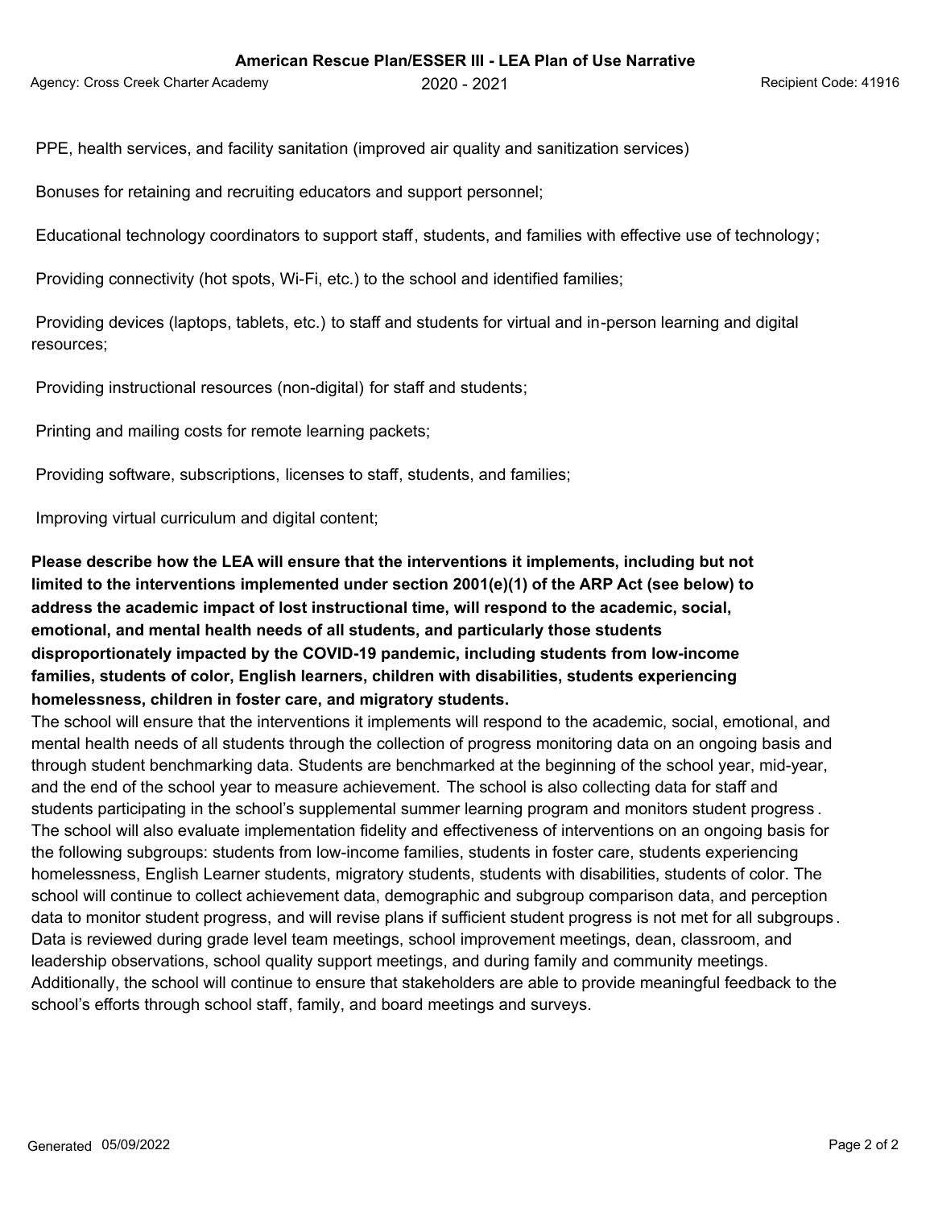PPE, health services, and facility sanitation (improved air quality and sanitization services)

Bonuses for retaining and recruiting educators and support personnel;

Educational technology coordinators to support staff, students, and families with effective use of technology;

Providing connectivity (hot spots, Wi-Fi, etc.) to the school and identified families;

Providing devices (laptops, tablets, etc.) to staff and students for virtual and in-person learning and digital resources;

Providing instructional resources (non-digital) for staff and students;

Printing and mailing costs for remote learning packets;

Providing software, subscriptions, licenses to staff, students, and families;

Improving virtual curriculum and digital content;

**Please describe how the LEA will ensure that the interventions it implements, including but not limited to the interventions implemented under section 2001(e)(1) of the ARP Act (see below) to address the academic impact of lost instructional time, will respond to the academic, social, emotional, and mental health needs of all students, and particularly those students disproportionately impacted by the COVID-19 pandemic, including students from low-income families, students of color, English learners, children with disabilities, students experiencing homelessness, children in foster care, and migratory students.**

The school will ensure that the interventions it implements will respond to the academic, social, emotional, and mental health needs of all students through the collection of progress monitoring data on an ongoing basis and through student benchmarking data. Students are benchmarked at the beginning of the school year, mid-year, and the end of the school year to measure achievement. The school is also collecting data for staff and students participating in the school's supplemental summer learning program and monitors student progress. The school will also evaluate implementation fidelity and effectiveness of interventions on an ongoing basis for the following subgroups: students from low-income families, students in foster care, students experiencing homelessness, English Learner students, migratory students, students with disabilities, students of color. The school will continue to collect achievement data, demographic and subgroup comparison data, and perception data to monitor student progress, and will revise plans if sufficient student progress is not met for all subgroups. Data is reviewed during grade level team meetings, school improvement meetings, dean, classroom, and leadership observations, school quality support meetings, and during family and community meetings. Additionally, the school will continue to ensure that stakeholders are able to provide meaningful feedback to the school's efforts through school staff, family, and board meetings and surveys.